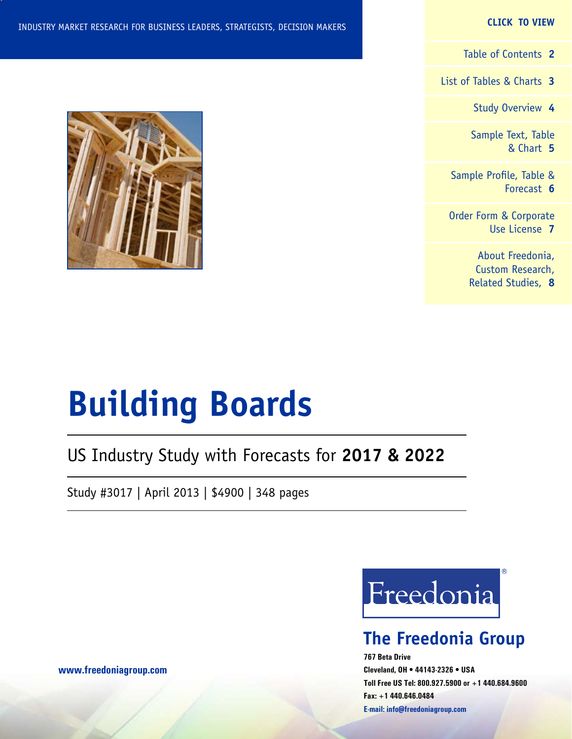INDUSTRY MARKET RESEARCH FOR BUSINESS LEADERS, STRATEGISTS, DECISION MAKERS

**CLICK TO VIEW**

- Table of Contents **2**
- List of Tables & Charts **3**
- Study Overview **4**
- Sample Text, Table & Chart **5**
- Sample Profile, Table & Forecast **6**
- Order Form & Corporate Use License **7**
- About Freedonia, Custom Research, Related Studies, **8**

# Building Boards

## US Industry Study with Forecasts for **2017 & 2022**

Study #3017 | April 2013 | $4900 | 348 pages

Freedonia®

**The Freedonia Group**

767 Beta Drive
Cleveland, OH • 44143-2326 • USA
Toll Free US Tel: 800.927.5900 or +1 440.684.9600
Fax: +1 440.646.0484
E-mail: info@freedoniagroup.com

www.freedoniagroup.com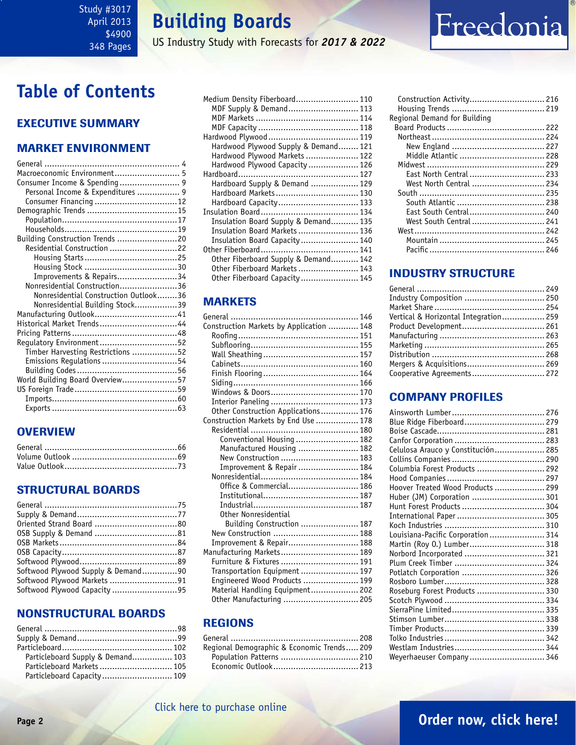Study #3017
April 2013
$4900
348 Pages

# Building Boards

US Industry Study with Forecasts for ***2017 & 2022***

Freedonia

## Table of Contents

### EXECUTIVE SUMMARY

### MARKET ENVIRONMENT

- General ... 4
- Macroeconomic Environment ... 5
- Consumer Income & Spending ... 9
  - Personal Income & Expenditures ... 9
  - Consumer Financing ... 12
- Demographic Trends ... 15
  - Population ... 17
  - Households ... 19
- Building Construction Trends ... 20
  - Residential Construction ... 22
    - Housing Starts ... 25
    - Housing Stock ... 30
    - Improvements & Repairs ... 34
  - Nonresidential Construction ... 36
    - Nonresidential Construction Outlook ... 36
    - Nonresidential Building Stock ... 39
- Manufacturing Outlook ... 41
- Historical Market Trends ... 44
- Pricing Patterns ... 48
- Regulatory Environment ... 52
  - Timber Harvesting Restrictions ... 52
  - Emissions Regulations ... 54
  - Building Codes ... 56
- World Building Board Overview ... 57
- US Foreign Trade ... 59
  - Imports ... 60
  - Exports ... 63

### OVERVIEW

- General ... 66
- Volume Outlook ... 69
- Value Outlook ... 73

### STRUCTURAL BOARDS

- General ... 75
- Supply & Demand ... 77
- Oriented Strand Board ... 80
- OSB Supply & Demand ... 81
- OSB Markets ... 84
- OSB Capacity ... 87
- Softwood Plywood ... 89
- Softwood Plywood Supply & Demand ... 90
- Softwood Plywood Markets ... 91
- Softwood Plywood Capacity ... 95

### NONSTRUCTURAL BOARDS

- General ... 98
- Supply & Demand ... 99
- Particleboard ... 102
  - Particleboard Supply & Demand ... 103
  - Particleboard Markets ... 105
  - Particleboard Capacity ... 109
- Medium Density Fiberboard ... 110
  - MDF Supply & Demand ... 113
  - MDF Markets ... 114
  - MDF Capacity ... 118
- Hardwood Plywood ... 119
  - Hardwood Plywood Supply & Demand ... 121
  - Hardwood Plywood Markets ... 122
  - Hardwood Plywood Capacity ... 126
- Hardboard ... 127
  - Hardboard Supply & Demand ... 129
  - Hardboard Markets ... 130
  - Hardboard Capacity ... 133
- Insulation Board ... 134
  - Insulation Board Supply & Demand ... 135
  - Insulation Board Markets ... 136
  - Insulation Board Capacity ... 140
- Other Fiberboard ... 141
  - Other Fiberboard Supply & Demand ... 142
  - Other Fiberboard Markets ... 143
  - Other Fiberboard Capacity ... 145

### MARKETS

- General ... 146
- Construction Markets by Application ... 148
  - Roofing ... 151
  - Subflooring ... 155
  - Wall Sheathing ... 157
  - Cabinets ... 160
  - Finish Flooring ... 164
  - Siding ... 166
  - Windows & Doors ... 170
  - Interior Paneling ... 173
  - Other Construction Applications ... 176
- Construction Markets by End Use ... 178
  - Residential ... 180
    - Conventional Housing ... 182
    - Manufactured Housing ... 182
    - New Construction ... 183
    - Improvement & Repair ... 184
  - Nonresidential ... 184
    - Office & Commercial ... 186
    - Institutional ... 187
    - Industrial ... 187
    - Other Nonresidential Building Construction ... 187
  - New Construction ... 188
  - Improvement & Repair ... 188
- Manufacturing Markets ... 189
  - Furniture & Fixtures ... 191
  - Transportation Equipment ... 197
  - Engineered Wood Products ... 199
  - Material Handling Equipment ... 202
  - Other Manufacturing ... 205

### REGIONS

- General ... 208
- Regional Demographic & Economic Trends ... 209
  - Population Patterns ... 210
  - Economic Outlook ... 213
  - Construction Activity ... 216
  - Housing Trends ... 219
- Regional Demand for Building Board Products ... 222
  - Northeast ... 224
    - New England ... 227
    - Middle Atlantic ... 228
  - Midwest ... 229
    - East North Central ... 233
    - West North Central ... 234
  - South ... 235
    - South Atlantic ... 238
    - East South Central ... 240
    - West South Central ... 241
  - West ... 242
    - Mountain ... 245
    - Pacific ... 246

### INDUSTRY STRUCTURE

- General ... 249
- Industry Composition ... 250
- Market Share ... 254
- Vertical & Horizontal Integration ... 259
- Product Development ... 261
- Manufacturing ... 263
- Marketing ... 265
- Distribution ... 268
- Mergers & Acquisitions ... 269
- Cooperative Agreements ... 272

### COMPANY PROFILES

- Ainsworth Lumber ... 276
- Blue Ridge Fiberboard ... 279
- Boise Cascade ... 281
- Canfor Corporation ... 283
- Celulosa Arauco y Constitución ... 285
- Collins Companies ... 290
- Columbia Forest Products ... 292
- Hood Companies ... 297
- Hoover Treated Wood Products ... 299
- Huber (JM) Corporation ... 301
- Hunt Forest Products ... 304
- International Paper ... 305
- Koch Industries ... 310
- Louisiana-Pacific Corporation ... 314
- Martin (Roy O.) Lumber ... 318
- Norbord Incorporated ... 321
- Plum Creek Timber ... 324
- Potlatch Corporation ... 326
- Rosboro Lumber ... 328
- Roseburg Forest Products ... 330
- Scotch Plywood ... 334
- SierraPine Limited ... 335
- Stimson Lumber ... 338
- Timber Products ... 339
- Tolko Industries ... 342
- Westlam Industries ... 344
- Weyerhaeuser Company ... 346

Click here to purchase online

**Order now, click here!**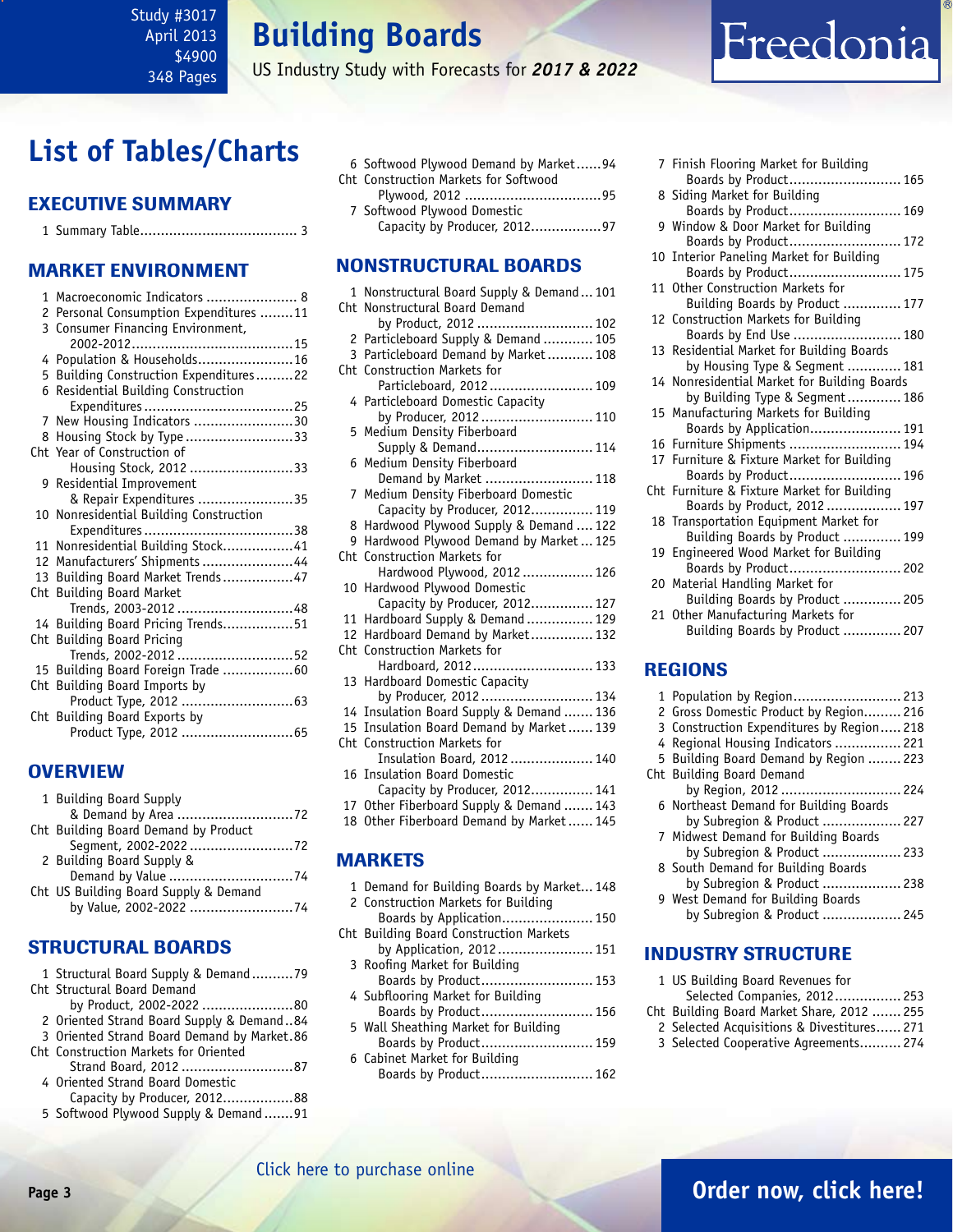# List of Tables/Charts

## EXECUTIVE SUMMARY

1 Summary Table...................................... 3

## MARKET ENVIRONMENT

1 Macroeconomic Indicators ...................... 8
2 Personal Consumption Expenditures ........11
3 Consumer Financing Environment, 2002-2012.......................................15
4 Population & Households.......................16
5 Building Construction Expenditures.........22
6 Residential Building Construction Expenditures....................................25
7 New Housing Indicators ........................30
8 Housing Stock by Type..........................33
Cht Year of Construction of Housing Stock, 2012 .........................33
9 Residential Improvement & Repair Expenditures .......................35
10 Nonresidential Building Construction Expenditures....................................38
11 Nonresidential Building Stock.................41
12 Manufacturers' Shipments ......................44
13 Building Board Market Trends.................47
Cht Building Board Market Trends, 2003-2012 ............................48
14 Building Board Pricing Trends.................51
Cht Building Board Pricing Trends, 2002-2012 ............................52
15 Building Board Foreign Trade .................60
Cht Building Board Imports by Product Type, 2012 ...........................63
Cht Building Board Exports by Product Type, 2012 ...........................65

## OVERVIEW

1 Building Board Supply & Demand by Area ............................72
Cht Building Board Demand by Product Segment, 2002-2022.........................72
2 Building Board Supply & Demand by Value ..............................74
Cht US Building Board Supply & Demand by Value, 2002-2022 .........................74

## STRUCTURAL BOARDS

1 Structural Board Supply & Demand..........79
Cht Structural Board Demand by Product, 2002-2022 ......................80
2 Oriented Strand Board Supply & Demand..84
3 Oriented Strand Board Demand by Market.86
Cht Construction Markets for Oriented Strand Board, 2012 ...........................87
4 Oriented Strand Board Domestic Capacity by Producer, 2012.................88
5 Softwood Plywood Supply & Demand.......91
6 Softwood Plywood Demand by Market......94
Cht Construction Markets for Softwood Plywood, 2012 .................................95
7 Softwood Plywood Domestic Capacity by Producer, 2012.................97

## NONSTRUCTURAL BOARDS

1 Nonstructural Board Supply & Demand... 101
Cht Nonstructural Board Demand by Product, 2012 ............................ 102
2 Particleboard Supply & Demand ............ 105
3 Particleboard Demand by Market........... 108
Cht Construction Markets for Particleboard, 2012......................... 109
4 Particleboard Domestic Capacity by Producer, 2012........................... 110
5 Medium Density Fiberboard Supply & Demand............................ 114
6 Medium Density Fiberboard Demand by Market .......................... 118
7 Medium Density Fiberboard Domestic Capacity by Producer, 2012............... 119
8 Hardwood Plywood Supply & Demand .... 122
9 Hardwood Plywood Demand by Market... 125
Cht Construction Markets for Hardwood Plywood, 2012 ................. 126
10 Hardwood Plywood Domestic Capacity by Producer, 2012............... 127
11 Hardboard Supply & Demand ................ 129
12 Hardboard Demand by Market............... 132
Cht Construction Markets for Hardboard, 2012............................. 133
13 Hardboard Domestic Capacity by Producer, 2012........................... 134
14 Insulation Board Supply & Demand ....... 136
15 Insulation Board Demand by Market...... 139
Cht Construction Markets for Insulation Board, 2012.................... 140
16 Insulation Board Domestic Capacity by Producer, 2012............... 141
17 Other Fiberboard Supply & Demand ....... 143
18 Other Fiberboard Demand by Market...... 145

## MARKETS

1 Demand for Building Boards by Market... 148
2 Construction Markets for Building Boards by Application...................... 150
Cht Building Board Construction Markets by Application, 2012....................... 151
3 Roofing Market for Building Boards by Product........................... 153
4 Subflooring Market for Building Boards by Product........................... 156
5 Wall Sheathing Market for Building Boards by Product........................... 159
6 Cabinet Market for Building Boards by Product........................... 162
7 Finish Flooring Market for Building Boards by Product........................... 165
8 Siding Market for Building Boards by Product........................... 169
9 Window & Door Market for Building Boards by Product........................... 172
10 Interior Paneling Market for Building Boards by Product........................... 175
11 Other Construction Markets for Building Boards by Product ............. 177
12 Construction Markets for Building Boards by End Use .......................... 180
13 Residential Market for Building Boards by Housing Type & Segment ............. 181
14 Nonresidential Market for Building Boards by Building Type & Segment............. 186
15 Manufacturing Markets for Building Boards by Application...................... 191
16 Furniture Shipments ........................... 194
17 Furniture & Fixture Market for Building Boards by Product........................... 196
Cht Furniture & Fixture Market for Building Boards by Product, 2012 .................. 197
18 Transportation Equipment Market for Building Boards by Product .............. 199
19 Engineered Wood Market for Building Boards by Product........................... 202
20 Material Handling Market for Building Boards by Product .............. 205
21 Other Manufacturing Markets for Building Boards by Product .............. 207

## REGIONS

1 Population by Region.......................... 213
2 Gross Domestic Product by Region......... 216
3 Construction Expenditures by Region..... 218
4 Regional Housing Indicators ................ 221
5 Building Board Demand by Region ........ 223
Cht Building Board Demand by Region, 2012 ............................ 224
6 Northeast Demand for Building Boards by Subregion & Product ................... 227
7 Midwest Demand for Building Boards by Subregion & Product ................... 233
8 South Demand for Building Boards by Subregion & Product ................... 238
9 West Demand for Building Boards by Subregion & Product ................... 245

## INDUSTRY STRUCTURE

1 US Building Board Revenues for Selected Companies, 2012................ 253
Cht Building Board Market Share, 2012 ....... 255
2 Selected Acquisitions & Divestitures...... 271
3 Selected Cooperative Agreements.......... 274

Click here to purchase online

**Order now, click here!**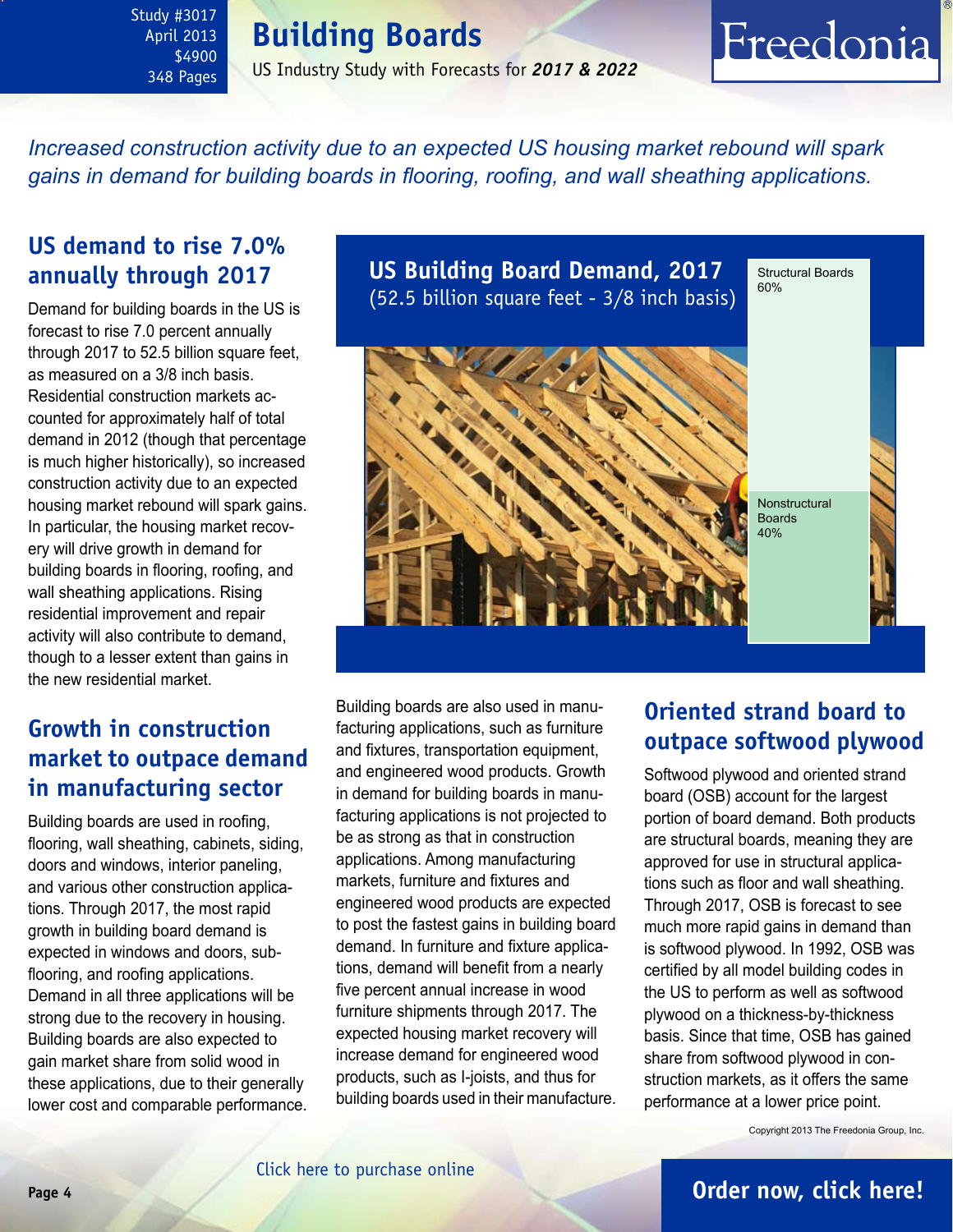*Increased construction activity due to an expected US housing market rebound will spark gains in demand for building boards in flooring, roofing, and wall sheathing applications.*

## US demand to rise 7.0% annually through 2017

Demand for building boards in the US is forecast to rise 7.0 percent annually through 2017 to 52.5 billion square feet, as measured on a 3/8 inch basis. Residential construction markets accounted for approximately half of total demand in 2012 (though that percentage is much higher historically), so increased construction activity due to an expected housing market rebound will spark gains. In particular, the housing market recovery will drive growth in demand for building boards in flooring, roofing, and wall sheathing applications. Rising residential improvement and repair activity will also contribute to demand, though to a lesser extent than gains in the new residential market.

**US Building Board Demand, 2017**
(52.5 billion square feet - 3/8 inch basis)

- Structural Boards 60%
- Nonstructural Boards 40%

## Growth in construction market to outpace demand in manufacturing sector

Building boards are used in roofing, flooring, wall sheathing, cabinets, siding, doors and windows, interior paneling, and various other construction applications. Through 2017, the most rapid growth in building board demand is expected in windows and doors, subflooring, and roofing applications. Demand in all three applications will be strong due to the recovery in housing. Building boards are also expected to gain market share from solid wood in these applications, due to their generally lower cost and comparable performance.

Building boards are also used in manufacturing applications, such as furniture and fixtures, transportation equipment, and engineered wood products. Growth in demand for building boards in manufacturing applications is not projected to be as strong as that in construction applications. Among manufacturing markets, furniture and fixtures and engineered wood products are expected to post the fastest gains in building board demand. In furniture and fixture applications, demand will benefit from a nearly five percent annual increase in wood furniture shipments through 2017. The expected housing market recovery will increase demand for engineered wood products, such as I-joists, and thus for building boards used in their manufacture.

## Oriented strand board to outpace softwood plywood

Softwood plywood and oriented strand board (OSB) account for the largest portion of board demand. Both products are structural boards, meaning they are approved for use in structural applications such as floor and wall sheathing. Through 2017, OSB is forecast to see much more rapid gains in demand than is softwood plywood. In 1992, OSB was certified by all model building codes in the US to perform as well as softwood plywood on a thickness-by-thickness basis. Since that time, OSB has gained share from softwood plywood in construction markets, as it offers the same performance at a lower price point.

Copyright 2013 The Freedonia Group, Inc.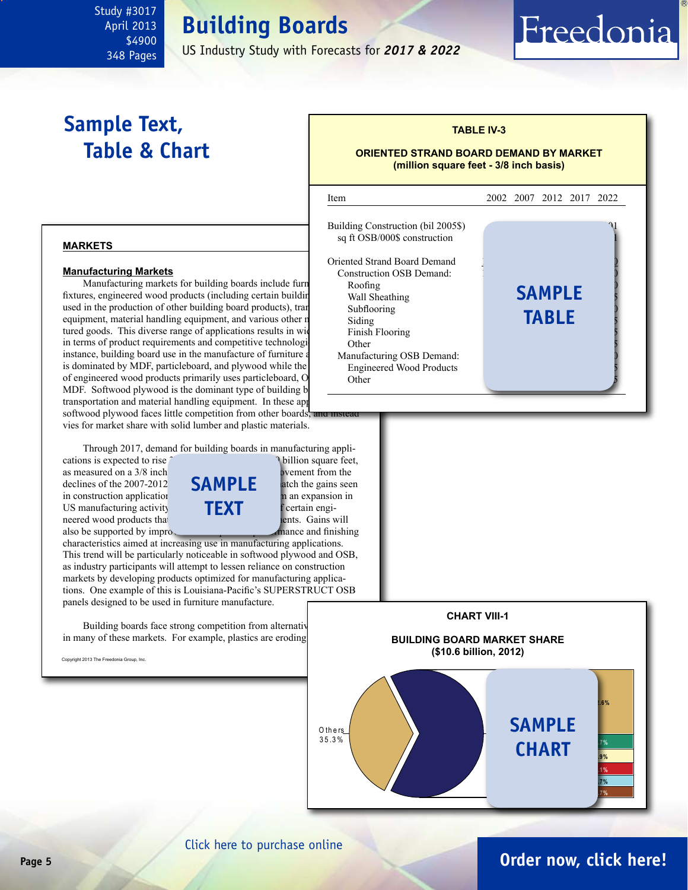## Sample Text, Table & Chart

### TABLE IV-3

**ORIENTED STRAND BOARD DEMAND BY MARKET**
**(million square feet - 3/8 inch basis)**

| Item | 2002 | 2007 | 2012 | 2017 | 2022 |
|---|---|---|---|---|---|
| Building Construction (bil 2005$) | | | | | |
| sq ft OSB/000$ construction | | | | | |
| Oriented Strand Board Demand | | | | | |
| Construction OSB Demand: | | | | | |
| Roofing | | | | | |
| Wall Sheathing | | | | | |
| Subflooring | | | | | |
| Siding | | | | | |
| Finish Flooring | | | | | |
| Other | | | | | |
| Manufacturing OSB Demand: | | | | | |
| Engineered Wood Products | | | | | |
| Other | | | | | |

SAMPLE TABLE

**MARKETS**

**Manufacturing Markets**

Manufacturing markets for building boards include furn fixtures, engineered wood products (including certain buildin used in the production of other building board products), tran equipment, material handling equipment, and various other n tured goods. This diverse range of applications results in wi in terms of product requirements and competitive technologi instance, building board use in the manufacture of furniture a is dominated by MDF, particleboard, and plywood while the of engineered wood products primarily uses particleboard, O MDF. Softwood plywood is the dominant type of building b transportation and material handling equipment. In these ap softwood plywood faces little competition from other boards, and instead vies for market share with solid lumber and plastic materials.

Through 2017, demand for building boards in manufacturing applications is expected to rise … billion square feet, as measured on a 3/8 inch … ovement from the declines of the 2007-2012 … atch the gains seen in construction application … n an expansion in US manufacturing activity … f certain engineered wood products tha … ents. Gains will also be supported by impro … mance and finishing characteristics aimed at increasing use in manufacturing applications. This trend will be particularly noticeable in softwood plywood and OSB, as industry participants will attempt to lessen reliance on construction markets by developing products optimized for manufacturing applications. One example of this is Louisiana-Pacific's SUPERSTRUCT OSB panels designed to be used in furniture manufacture.

SAMPLE TEXT

Building boards face strong competition from alternativ in many of these markets. For example, plastics are eroding

Copyright 2013 The Freedonia Group, Inc.

### CHART VIII-1

**BUILDING BOARD MARKET SHARE**
**($10.6 billion, 2012)**

Others 35.3%

SAMPLE CHART

Click here to purchase online

Order now, click here!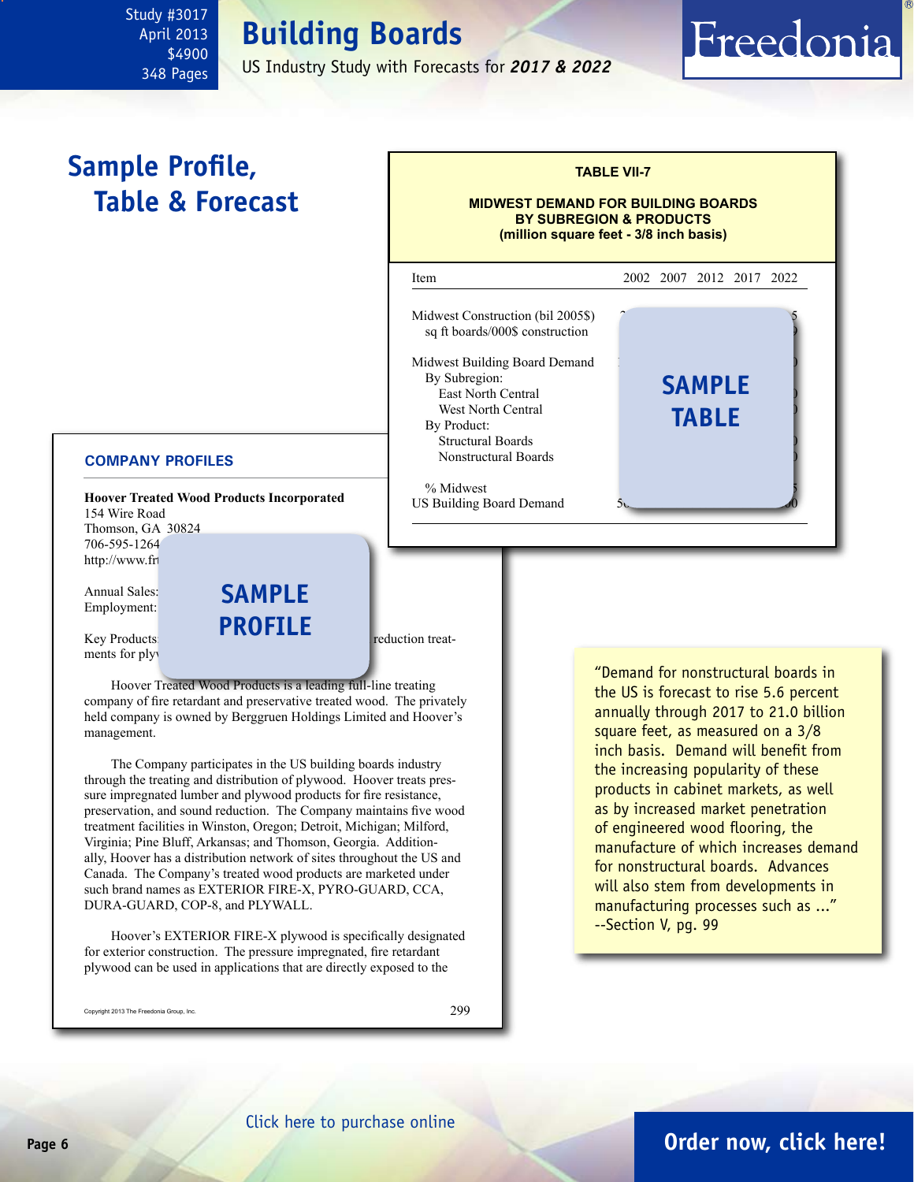Study #3017
April 2013
$4900
348 Pages

# Building Boards

US Industry Study with Forecasts for ***2017 & 2022***

## Sample Profile, Table & Forecast

**TABLE VII-7**

**MIDWEST DEMAND FOR BUILDING BOARDS BY SUBREGION & PRODUCTS (million square feet - 3/8 inch basis)**

| Item | 2002 | 2007 | 2012 | 2017 | 2022 |
|---|---|---|---|---|---|
| Midwest Construction (bil 2005$) | | | | | |
| sq ft boards/000$ construction | | | | | |
| | | | | | |
| Midwest Building Board Demand | | | | | |
| By Subregion: | | | | | |
| East North Central | | | | | |
| West North Central | | | | | |
| By Product: | | | | | |
| Structural Boards | | | | | |
| Nonstructural Boards | | | | | |
| | | | | | |
| % Midwest | | | | | |
| US Building Board Demand | | | | | |

**SAMPLE TABLE**

### COMPANY PROFILES

**Hoover Treated Wood Products Incorporated**
154 Wire Road
Thomson, GA 30824
706-595-1264
http://www.fr

Annual Sales:
Employment:

Key Products: reduction treatments for ply

**SAMPLE PROFILE**

Hoover Treated Wood Products is a leading full-line treating company of fire retardant and preservative treated wood. The privately held company is owned by Berggruen Holdings Limited and Hoover's management.

The Company participates in the US building boards industry through the treating and distribution of plywood. Hoover treats pressure impregnated lumber and plywood products for fire resistance, preservation, and sound reduction. The Company maintains five wood treatment facilities in Winston, Oregon; Detroit, Michigan; Milford, Virginia; Pine Bluff, Arkansas; and Thomson, Georgia. Additionally, Hoover has a distribution network of sites throughout the US and Canada. The Company's treated wood products are marketed under such brand names as EXTERIOR FIRE-X, PYRO-GUARD, CCA, DURA-GUARD, COP-8, and PLYWALL.

Hoover's EXTERIOR FIRE-X plywood is specifically designated for exterior construction. The pressure impregnated, fire retardant plywood can be used in applications that are directly exposed to the

Copyright 2013 The Freedonia Group, Inc.

"Demand for nonstructural boards in the US is forecast to rise 5.6 percent annually through 2017 to 21.0 billion square feet, as measured on a 3/8 inch basis. Demand will benefit from the increasing popularity of these products in cabinet markets, as well as by increased market penetration of engineered wood flooring, the manufacture of which increases demand for nonstructural boards. Advances will also stem from developments in manufacturing processes such as ..."
--Section V, pg. 99

Click here to purchase online

**Order now, click here!**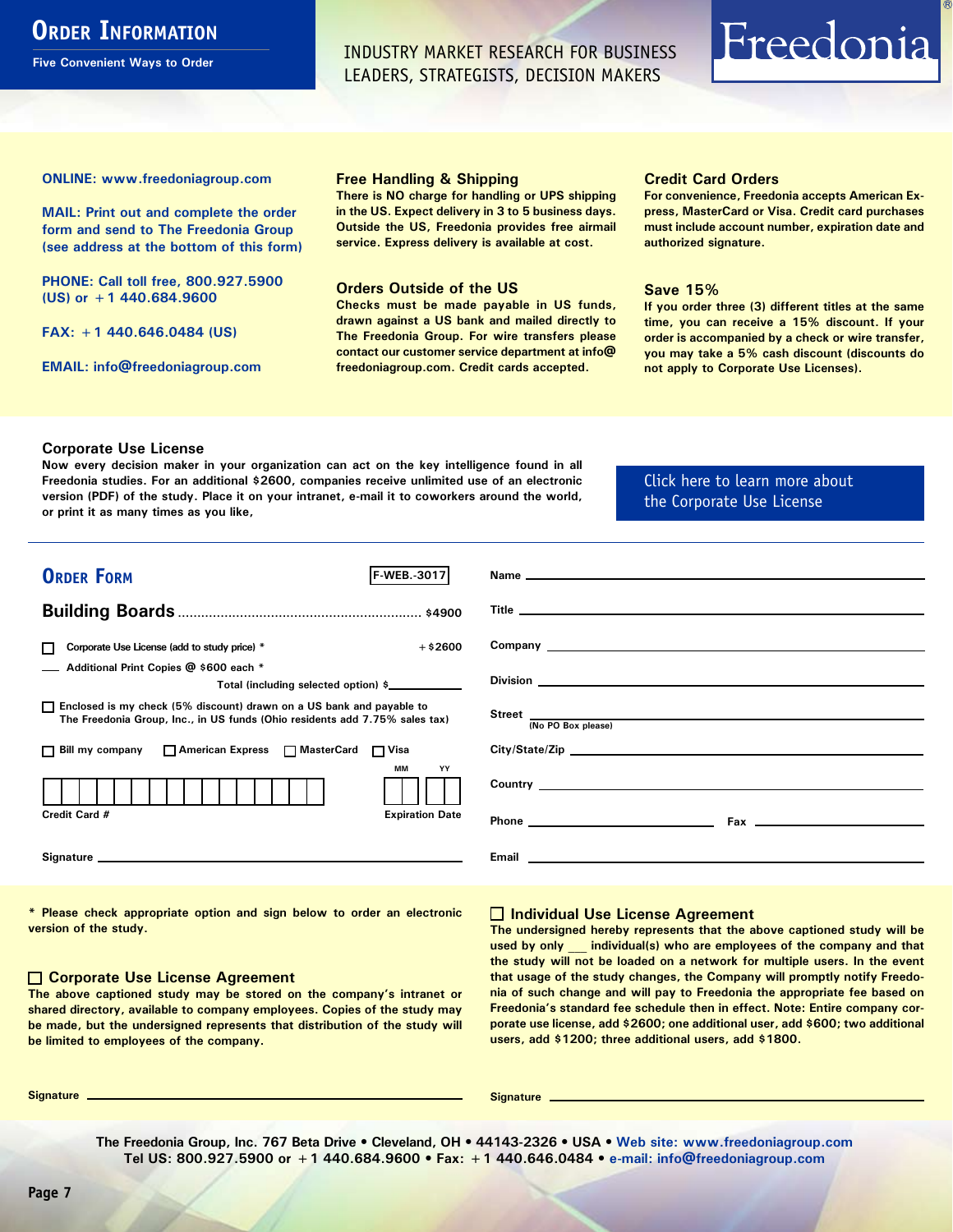# Order Information

Five Convenient Ways to Order

INDUSTRY MARKET RESEARCH FOR BUSINESS LEADERS, STRATEGISTS, DECISION MAKERS

Freedonia®

**ONLINE: www.freedoniagroup.com**

**MAIL: Print out and complete the order form and send to The Freedonia Group (see address at the bottom of this form)**

**PHONE: Call toll free, 800.927.5900 (US) or +1 440.684.9600**

**FAX: +1 440.646.0484 (US)**

**EMAIL: info@freedoniagroup.com**

### Free Handling & Shipping

There is NO charge for handling or UPS shipping in the US. Expect delivery in 3 to 5 business days. Outside the US, Freedonia provides free airmail service. Express delivery is available at cost.

### Orders Outside of the US

Checks must be made payable in US funds, drawn against a US bank and mailed directly to The Freedonia Group. For wire transfers please contact our customer service department at info@freedoniagroup.com. Credit cards accepted.

### Credit Card Orders

For convenience, Freedonia accepts American Express, MasterCard or Visa. Credit card purchases must include account number, expiration date and authorized signature.

### Save 15%

If you order three (3) different titles at the same time, you can receive a 15% discount. If your order is accompanied by a check or wire transfer, you may take a 5% cash discount (discounts do not apply to Corporate Use Licenses).

### Corporate Use License

Now every decision maker in your organization can act on the key intelligence found in all Freedonia studies. For an additional $2600, companies receive unlimited use of an electronic version (PDF) of the study. Place it on your intranet, e-mail it to coworkers around the world, or print it as many times as you like,

Click here to learn more about the Corporate Use License

## Order Form

F-WEB.-3017

**Building Boards** ........................................ $4900

☐ Corporate Use License (add to study price) * ............ +$2600

___ Additional Print Copies @ $600 each *

Total (including selected option) $___________

☐ Enclosed is my check (5% discount) drawn on a US bank and payable to The Freedonia Group, Inc., in US funds (Ohio residents add 7.75% sales tax)

☐ Bill my company ☐ American Express ☐ MasterCard ☐ Visa

Credit Card # ____________________ Expiration Date MM ___ YY ___

Signature ____________________

Name ____________________

Title ____________________

Company ____________________

Division ____________________

Street ____________________ (No PO Box please)

City/State/Zip ____________________

Country ____________________

Phone ____________________ Fax ____________________

Email ____________________

\* Please check appropriate option and sign below to order an electronic version of the study.

### ☐ Corporate Use License Agreement

The above captioned study may be stored on the company's intranet or shared directory, available to company employees. Copies of the study may be made, but the undersigned represents that distribution of the study will be limited to employees of the company.

Signature ____________________

### ☐ Individual Use License Agreement

The undersigned hereby represents that the above captioned study will be used by only ___ individual(s) who are employees of the company and that the study will not be loaded on a network for multiple users. In the event that usage of the study changes, the Company will promptly notify Freedonia of such change and will pay to Freedonia the appropriate fee based on Freedonia's standard fee schedule then in effect. Note: Entire company corporate use license, add $2600; one additional user, add $600; two additional users, add $1200; three additional users, add $1800.

Signature ____________________

The Freedonia Group, Inc. 767 Beta Drive • Cleveland, OH • 44143-2326 • USA • Web site: www.freedoniagroup.com
Tel US: 800.927.5900 or +1 440.684.9600 • Fax: +1 440.646.0484 • e-mail: info@freedoniagroup.com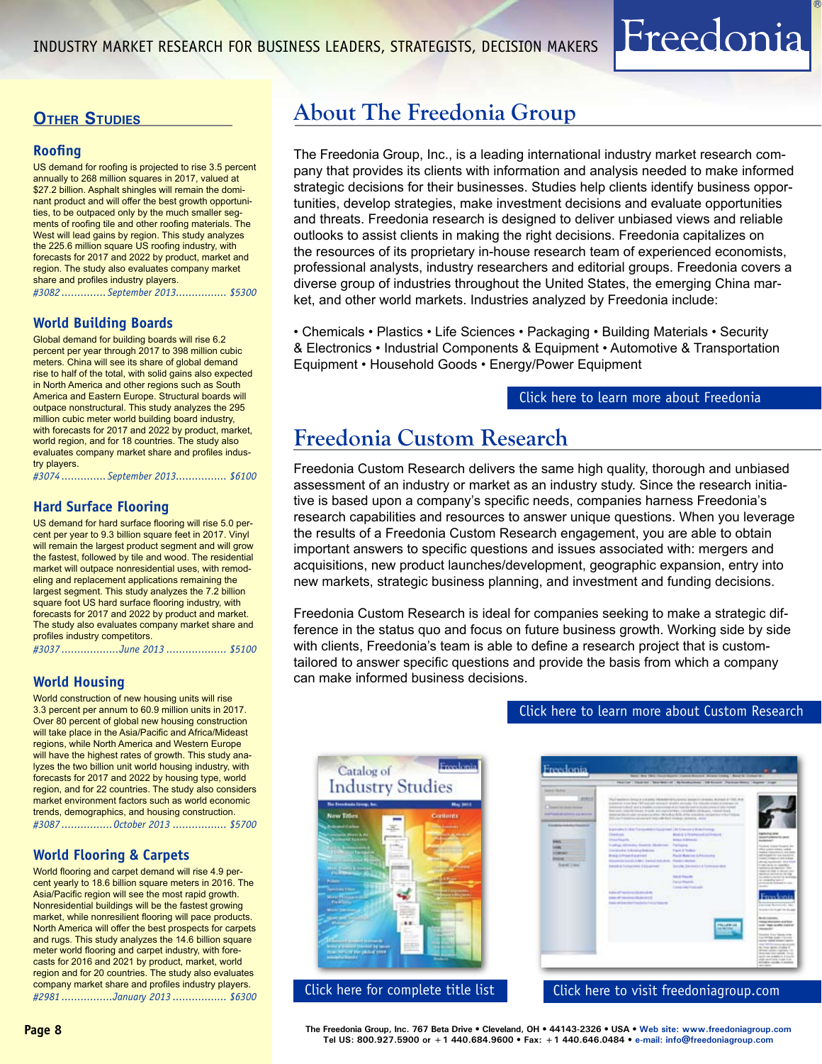INDUSTRY MARKET RESEARCH FOR BUSINESS LEADERS, STRATEGISTS, DECISION MAKERS

Freedonia®

## Other Studies

### Roofing

US demand for roofing is projected to rise 3.5 percent annually to 268 million squares in 2017, valued at $27.2 billion. Asphalt shingles will remain the dominant product and will offer the best growth opportunities, to be outpaced only by the much smaller segments of roofing tile and other roofing materials. The West will lead gains by region. This study analyzes the 225.6 million square US roofing industry, with forecasts for 2017 and 2022 by product, market and region. The study also evaluates company market share and profiles industry players.

*#3082 .............. September 2013................ $5300*

### World Building Boards

Global demand for building boards will rise 6.2 percent per year through 2017 to 398 million cubic meters. China will see its share of global demand rise to half of the total, with solid gains also expected in North America and other regions such as South America and Eastern Europe. Structural boards will outpace nonstructural. This study analyzes the 295 million cubic meter world building board industry, with forecasts for 2017 and 2022 by product, market, world region, and for 18 countries. The study also evaluates company market share and profiles industry players.

*#3074 .............. September 2013................ $6100*

### Hard Surface Flooring

US demand for hard surface flooring will rise 5.0 percent per year to 9.3 billion square feet in 2017. Vinyl will remain the largest product segment and will grow the fastest, followed by tile and wood. The residential market will outpace nonresidential uses, with remodeling and replacement applications remaining the largest segment. This study analyzes the 7.2 billion square foot US hard surface flooring industry, with forecasts for 2017 and 2022 by product and market. The study also evaluates company market share and profiles industry competitors.

*#3037 ..................June 2013 ................... $5100*

### World Housing

World construction of new housing units will rise 3.3 percent per annum to 60.9 million units in 2017. Over 80 percent of global new housing construction will take place in the Asia/Pacific and Africa/Mideast regions, while North America and Western Europe will have the highest rates of growth. This study analyzes the two billion unit world housing industry, with forecasts for 2017 and 2022 by housing type, world region, and for 22 countries. The study also considers market environment factors such as world economic trends, demographics, and housing construction.

*#3087 ................ October 2013 ................. $5700*

### World Flooring & Carpets

World flooring and carpet demand will rise 4.9 percent yearly to 18.6 billion square meters in 2016. The Asia/Pacific region will see the most rapid growth. Nonresidential buildings will be the fastest growing market, while nonresilient flooring will pace products. North America will offer the best prospects for carpets and rugs. This study analyzes the 14.6 billion square meter world flooring and carpet industry, with forecasts for 2016 and 2021 by product, market, world region and for 20 countries. The study also evaluates company market share and profiles industry players.

*#2981 ................January 2013 ................. $6300*

## About The Freedonia Group

The Freedonia Group, Inc., is a leading international industry market research company that provides its clients with information and analysis needed to make informed strategic decisions for their businesses. Studies help clients identify business opportunities, develop strategies, make investment decisions and evaluate opportunities and threats. Freedonia research is designed to deliver unbiased views and reliable outlooks to assist clients in making the right decisions. Freedonia capitalizes on the resources of its proprietary in-house research team of experienced economists, professional analysts, industry researchers and editorial groups. Freedonia covers a diverse group of industries throughout the United States, the emerging China market, and other world markets. Industries analyzed by Freedonia include:

• Chemicals • Plastics • Life Sciences • Packaging • Building Materials • Security & Electronics • Industrial Components & Equipment • Automotive & Transportation Equipment • Household Goods • Energy/Power Equipment

Click here to learn more about Freedonia

## Freedonia Custom Research

Freedonia Custom Research delivers the same high quality, thorough and unbiased assessment of an industry or market as an industry study. Since the research initiative is based upon a company's specific needs, companies harness Freedonia's research capabilities and resources to answer unique questions. When you leverage the results of a Freedonia Custom Research engagement, you are able to obtain important answers to specific questions and issues associated with: mergers and acquisitions, new product launches/development, geographic expansion, entry into new markets, strategic business planning, and investment and funding decisions.

Freedonia Custom Research is ideal for companies seeking to make a strategic difference in the status quo and focus on future business growth. Working side by side with clients, Freedonia's team is able to define a research project that is custom-tailored to answer specific questions and provide the basis from which a company can make informed business decisions.

Click here to learn more about Custom Research

Click here for complete title list

Click here to visit freedoniagroup.com

**The Freedonia Group, Inc. 767 Beta Drive • Cleveland, OH • 44143-2326 • USA • Web site: www.freedoniagroup.com**
**Tel US: 800.927.5900 or +1 440.684.9600 • Fax: +1 440.646.0484 • e-mail: info@freedoniagroup.com**